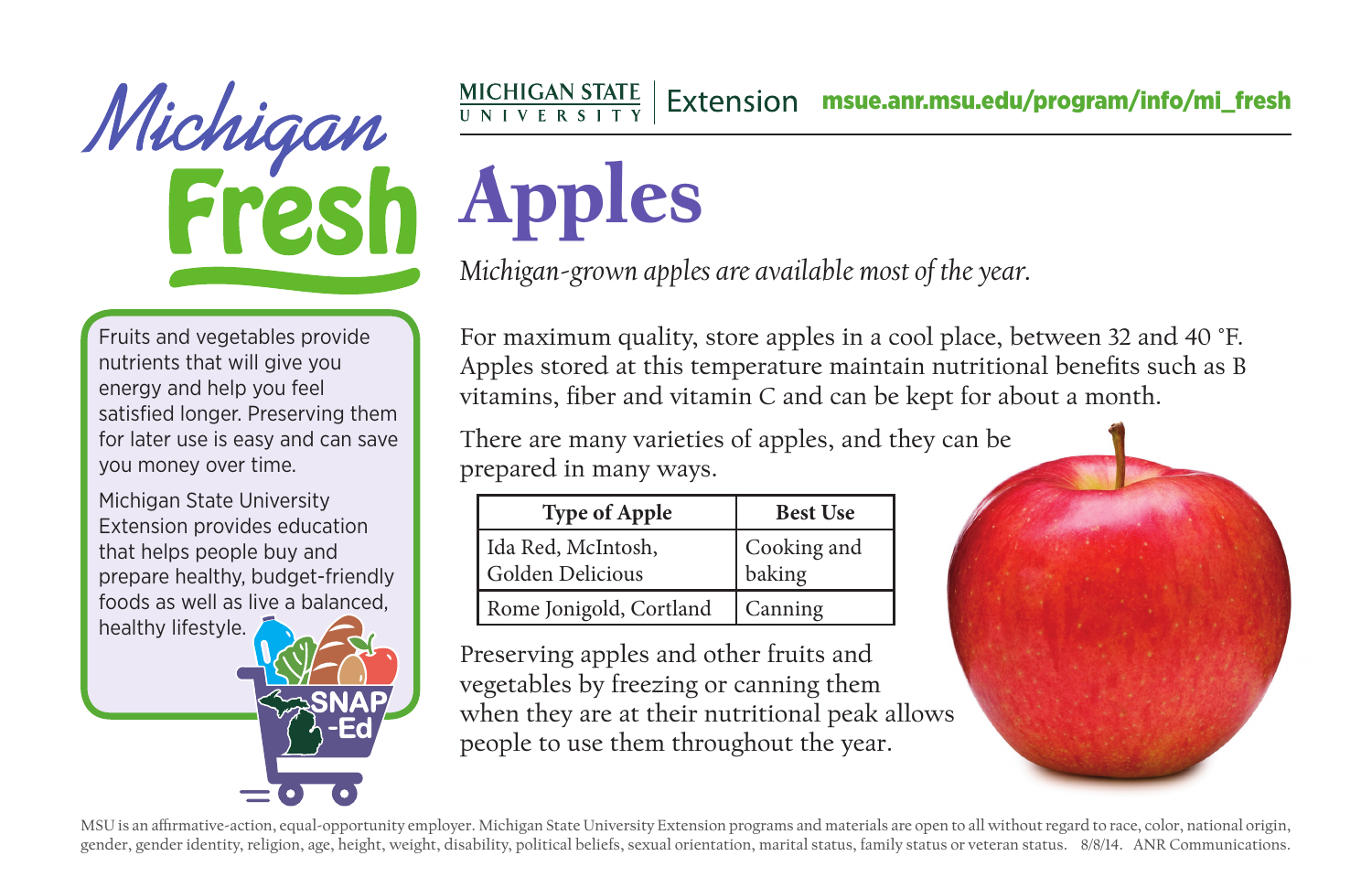Michigan Fresh

MICHIGAN STATE UNIVERSITY | Extension   msue.anr.msu.edu/program/info/mi_fresh

# Apples

*Michigan-grown apples are available most of the year.*

Fruits and vegetables provide nutrients that will give you energy and help you feel satisfied longer. Preserving them for later use is easy and can save you money over time.

Michigan State University Extension provides education that helps people buy and prepare healthy, budget-friendly foods as well as live a balanced, healthy lifestyle.

SNAP-Ed

For maximum quality, store apples in a cool place, between 32 and 40 °F. Apples stored at this temperature maintain nutritional benefits such as B vitamins, fiber and vitamin C and can be kept for about a month.

There are many varieties of apples, and they can be prepared in many ways.

| Type of Apple | Best Use |
|---|---|
| Ida Red, McIntosh, Golden Delicious | Cooking and baking |
| Rome Jonigold, Cortland | Canning |

Preserving apples and other fruits and vegetables by freezing or canning them when they are at their nutritional peak allows people to use them throughout the year.

MSU is an affirmative-action, equal-opportunity employer. Michigan State University Extension programs and materials are open to all without regard to race, color, national origin, gender, gender identity, religion, age, height, weight, disability, political beliefs, sexual orientation, marital status, family status or veteran status. 8/8/14. ANR Communications.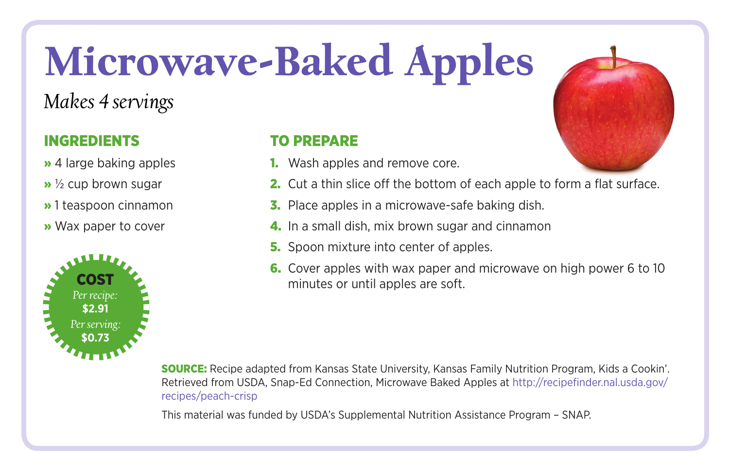# Microwave-Baked Apples

*Makes 4 servings*

## INGREDIENTS

- 4 large baking apples
- ½ cup brown sugar
- 1 teaspoon cinnamon
- Wax paper to cover

**COST**

*Per recipe:* **$2.91**

*Per serving:* **$0.73**

## TO PREPARE

1. Wash apples and remove core.
2. Cut a thin slice off the bottom of each apple to form a flat surface.
3. Place apples in a microwave-safe baking dish.
4. In a small dish, mix brown sugar and cinnamon
5. Spoon mixture into center of apples.
6. Cover apples with wax paper and microwave on high power 6 to 10 minutes or until apples are soft.

**SOURCE:** Recipe adapted from Kansas State University, Kansas Family Nutrition Program, Kids a Cookin'. Retrieved from USDA, Snap-Ed Connection, Microwave Baked Apples at http://recipefinder.nal.usda.gov/recipes/peach-crisp

This material was funded by USDA's Supplemental Nutrition Assistance Program – SNAP.